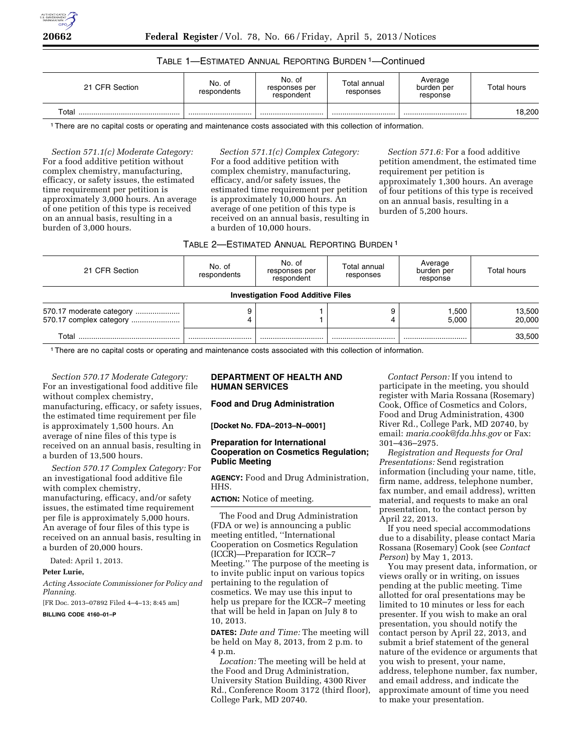TABLE 1—ESTIMATED ANNUAL REPORTING BURDEN [1]—Continued

| 21 CFR Section | No. of respondents | No. of responses per respondent | Total annual responses | Average burden per response | Total hours |
|---|---|---|---|---|---|
| Total | | | | | 18,200 |

[1] There are no capital costs or operating and maintenance costs associated with this collection of information.

*Section 571.1(c) Moderate Category:* For a food additive petition without complex chemistry, manufacturing, efficacy, or safety issues, the estimated time requirement per petition is approximately 3,000 hours. An average of one petition of this type is received on an annual basis, resulting in a burden of 3,000 hours.

*Section 571.1(c) Complex Category:* For a food additive petition with complex chemistry, manufacturing, efficacy, and/or safety issues, the estimated time requirement per petition is approximately 10,000 hours. An average of one petition of this type is received on an annual basis, resulting in a burden of 10,000 hours.

*Section 571.6:* For a food additive petition amendment, the estimated time requirement per petition is approximately 1,300 hours. An average of four petitions of this type is received on an annual basis, resulting in a burden of 5,200 hours.

TABLE 2—ESTIMATED ANNUAL REPORTING BURDEN [1]

| 21 CFR Section | No. of respondents | No. of responses per respondent | Total annual responses | Average burden per response | Total hours |
|---|---|---|---|---|---|
| **Investigation Food Additive Files** | | | | | |
| 570.17 moderate category | 9 | 1 | 9 | 1,500 | 13,500 |
| 570.17 complex category | 4 | 1 | 4 | 5,000 | 20,000 |
| Total | | | | | 33,500 |

[1] There are no capital costs or operating and maintenance costs associated with this collection of information.

*Section 570.17 Moderate Category:* For an investigational food additive file without complex chemistry, manufacturing, efficacy, or safety issues, the estimated time requirement per file is approximately 1,500 hours. An average of nine files of this type is received on an annual basis, resulting in a burden of 13,500 hours.

*Section 570.17 Complex Category:* For an investigational food additive file with complex chemistry, manufacturing, efficacy, and/or safety issues, the estimated time requirement per file is approximately 5,000 hours. An average of four files of this type is received on an annual basis, resulting in a burden of 20,000 hours.

Dated: April 1, 2013.

**Peter Lurie,**

*Acting Associate Commissioner for Policy and Planning.*

[FR Doc. 2013–07892 Filed 4–4–13; 8:45 am]

**BILLING CODE 4160–01–P**

## DEPARTMENT OF HEALTH AND HUMAN SERVICES

### Food and Drug Administration

**[Docket No. FDA–2013–N–0001]**

### Preparation for International Cooperation on Cosmetics Regulation; Public Meeting

**AGENCY:** Food and Drug Administration, HHS.

**ACTION:** Notice of meeting.

The Food and Drug Administration (FDA or we) is announcing a public meeting entitled, ''International Cooperation on Cosmetics Regulation (ICCR)—Preparation for ICCR–7 Meeting.'' The purpose of the meeting is to invite public input on various topics pertaining to the regulation of cosmetics. We may use this input to help us prepare for the ICCR–7 meeting that will be held in Japan on July 8 to 10, 2013.

**DATES:** *Date and Time:* The meeting will be held on May 8, 2013, from 2 p.m. to 4 p.m.

*Location:* The meeting will be held at the Food and Drug Administration, University Station Building, 4300 River Rd., Conference Room 3172 (third floor), College Park, MD 20740.

*Contact Person:* If you intend to participate in the meeting, you should register with Maria Rossana (Rosemary) Cook, Office of Cosmetics and Colors, Food and Drug Administration, 4300 River Rd., College Park, MD 20740, by email: *maria.cook@fda.hhs.gov* or Fax: 301–436–2975.

*Registration and Requests for Oral Presentations:* Send registration information (including your name, title, firm name, address, telephone number, fax number, and email address), written material, and requests to make an oral presentation, to the contact person by April 22, 2013.

If you need special accommodations due to a disability, please contact Maria Rossana (Rosemary) Cook (see *Contact Person*) by May 1, 2013.

You may present data, information, or views orally or in writing, on issues pending at the public meeting. Time allotted for oral presentations may be limited to 10 minutes or less for each presenter. If you wish to make an oral presentation, you should notify the contact person by April 22, 2013, and submit a brief statement of the general nature of the evidence or arguments that you wish to present, your name, address, telephone number, fax number, and email address, and indicate the approximate amount of time you need to make your presentation.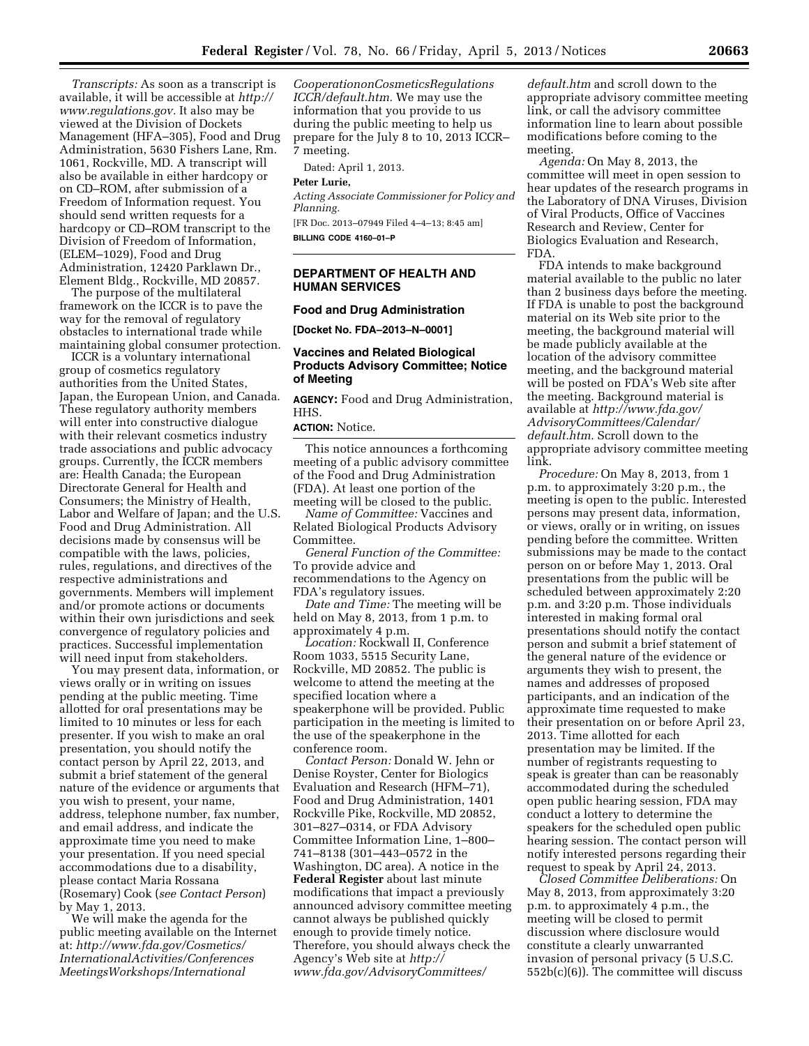*Transcripts:* As soon as a transcript is available, it will be accessible at *http://www.regulations.gov.* It also may be viewed at the Division of Dockets Management (HFA–305), Food and Drug Administration, 5630 Fishers Lane, Rm. 1061, Rockville, MD. A transcript will also be available in either hardcopy or on CD–ROM, after submission of a Freedom of Information request. You should send written requests for a hardcopy or CD–ROM transcript to the Division of Freedom of Information, (ELEM–1029), Food and Drug Administration, 12420 Parklawn Dr., Element Bldg., Rockville, MD 20857.

The purpose of the multilateral framework on the ICCR is to pave the way for the removal of regulatory obstacles to international trade while maintaining global consumer protection.

ICCR is a voluntary international group of cosmetics regulatory authorities from the United States, Japan, the European Union, and Canada. These regulatory authority members will enter into constructive dialogue with their relevant cosmetics industry trade associations and public advocacy groups. Currently, the ICCR members are: Health Canada; the European Directorate General for Health and Consumers; the Ministry of Health, Labor and Welfare of Japan; and the U.S. Food and Drug Administration. All decisions made by consensus will be compatible with the laws, policies, rules, regulations, and directives of the respective administrations and governments. Members will implement and/or promote actions or documents within their own jurisdictions and seek convergence of regulatory policies and practices. Successful implementation will need input from stakeholders.

You may present data, information, or views orally or in writing on issues pending at the public meeting. Time allotted for oral presentations may be limited to 10 minutes or less for each presenter. If you wish to make an oral presentation, you should notify the contact person by April 22, 2013, and submit a brief statement of the general nature of the evidence or arguments that you wish to present, your name, address, telephone number, fax number, and email address, and indicate the approximate time you need to make your presentation. If you need special accommodations due to a disability, please contact Maria Rossana (Rosemary) Cook (*see Contact Person*) by May 1, 2013.

We will make the agenda for the public meeting available on the Internet at: *http://www.fda.gov/Cosmetics/InternationalActivities/ConferencesMeetingsWorkshops/InternationalCooperationonCosmeticsRegulationsICCR/default.htm.* We may use the information that you provide to us during the public meeting to help us prepare for the July 8 to 10, 2013 ICCR–7 meeting.

Dated: April 1, 2013.

**Peter Lurie,**

*Acting Associate Commissioner for Policy and Planning.*

[FR Doc. 2013–07949 Filed 4–4–13; 8:45 am]

**BILLING CODE 4160–01–P**

---

## DEPARTMENT OF HEALTH AND HUMAN SERVICES

### Food and Drug Administration

**[Docket No. FDA–2013–N–0001]**

### Vaccines and Related Biological Products Advisory Committee; Notice of Meeting

**AGENCY:** Food and Drug Administration, HHS.

**ACTION:** Notice.

This notice announces a forthcoming meeting of a public advisory committee of the Food and Drug Administration (FDA). At least one portion of the meeting will be closed to the public.

*Name of Committee:* Vaccines and Related Biological Products Advisory Committee.

*General Function of the Committee:* To provide advice and recommendations to the Agency on FDA's regulatory issues.

*Date and Time:* The meeting will be held on May 8, 2013, from 1 p.m. to approximately 4 p.m.

*Location:* Rockwall II, Conference Room 1033, 5515 Security Lane, Rockville, MD 20852. The public is welcome to attend the meeting at the specified location where a speakerphone will be provided. Public participation in the meeting is limited to the use of the speakerphone in the conference room.

*Contact Person:* Donald W. Jehn or Denise Royster, Center for Biologics Evaluation and Research (HFM–71), Food and Drug Administration, 1401 Rockville Pike, Rockville, MD 20852, 301–827–0314, or FDA Advisory Committee Information Line, 1–800–741–8138 (301–443–0572 in the Washington, DC area). A notice in the **Federal Register** about last minute modifications that impact a previously announced advisory committee meeting cannot always be published quickly enough to provide timely notice. Therefore, you should always check the Agency's Web site at *http://www.fda.gov/AdvisoryCommittees/default.htm* and scroll down to the appropriate advisory committee meeting link, or call the advisory committee information line to learn about possible modifications before coming to the meeting.

*Agenda:* On May 8, 2013, the committee will meet in open session to hear updates of the research programs in the Laboratory of DNA Viruses, Division of Viral Products, Office of Vaccines Research and Review, Center for Biologics Evaluation and Research, FDA.

FDA intends to make background material available to the public no later than 2 business days before the meeting. If FDA is unable to post the background material on its Web site prior to the meeting, the background material will be made publicly available at the location of the advisory committee meeting, and the background material will be posted on FDA's Web site after the meeting. Background material is available at *http://www.fda.gov/AdvisoryCommittees/Calendar/default.htm.* Scroll down to the appropriate advisory committee meeting link.

*Procedure:* On May 8, 2013, from 1 p.m. to approximately 3:20 p.m., the meeting is open to the public. Interested persons may present data, information, or views, orally or in writing, on issues pending before the committee. Written submissions may be made to the contact person on or before May 1, 2013. Oral presentations from the public will be scheduled between approximately 2:20 p.m. and 3:20 p.m. Those individuals interested in making formal oral presentations should notify the contact person and submit a brief statement of the general nature of the evidence or arguments they wish to present, the names and addresses of proposed participants, and an indication of the approximate time requested to make their presentation on or before April 23, 2013. Time allotted for each presentation may be limited. If the number of registrants requesting to speak is greater than can be reasonably accommodated during the scheduled open public hearing session, FDA may conduct a lottery to determine the speakers for the scheduled open public hearing session. The contact person will notify interested persons regarding their request to speak by April 24, 2013.

*Closed Committee Deliberations:* On May 8, 2013, from approximately 3:20 p.m. to approximately 4 p.m., the meeting will be closed to permit discussion where disclosure would constitute a clearly unwarranted invasion of personal privacy (5 U.S.C. 552b(c)(6)). The committee will discuss